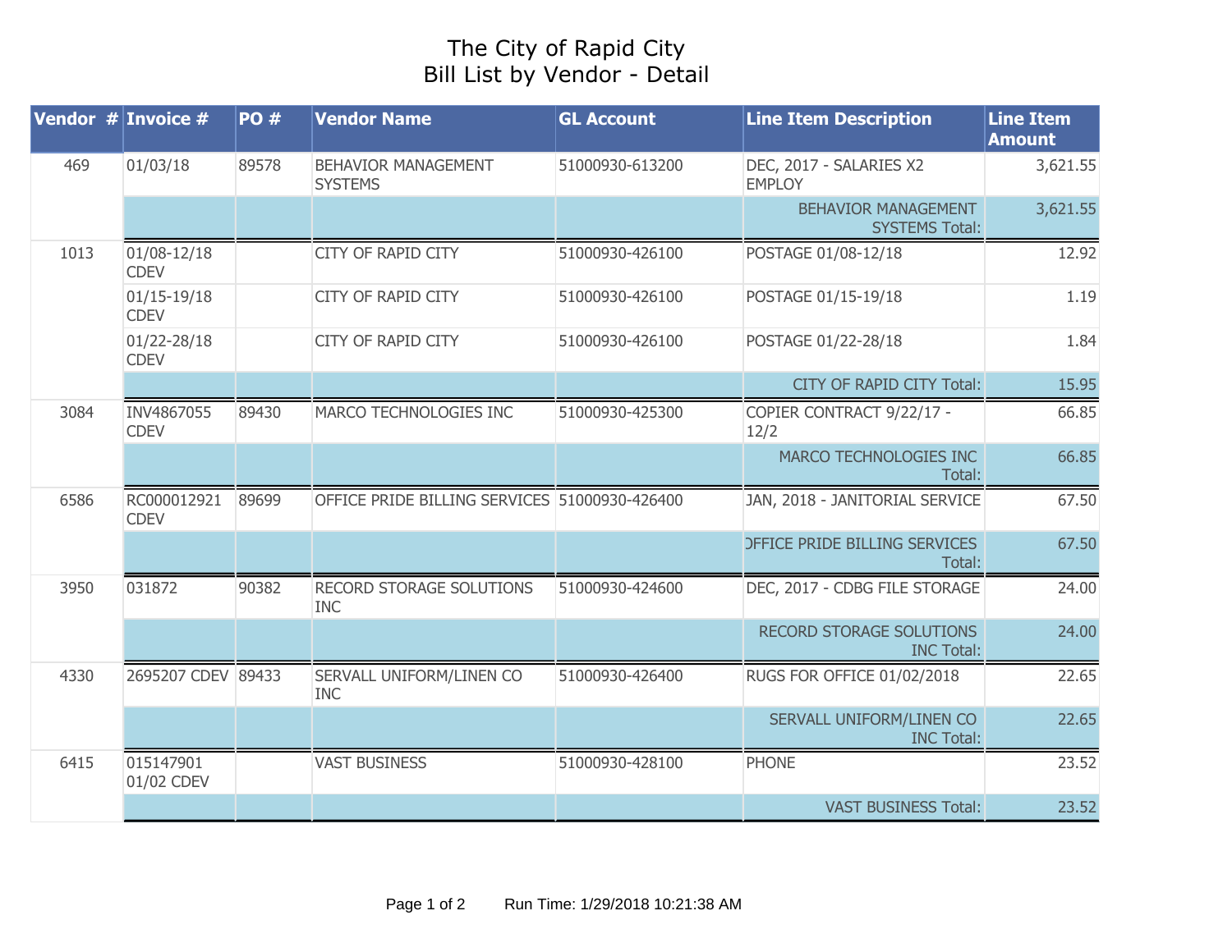# The City of Rapid City
## Bill List by Vendor - Detail

| Vendor # | Invoice # | PO # | Vendor Name | GL Account | Line Item Description | Line Item Amount |
|---|---|---|---|---|---|---|
| 469 | 01/03/18 | 89578 | BEHAVIOR MANAGEMENT SYSTEMS | 51000930-613200 | DEC, 2017 - SALARIES X2 EMPLOY | 3,621.55 |
| | | | | | BEHAVIOR MANAGEMENT SYSTEMS Total: | 3,621.55 |
| 1013 | 01/08-12/18 CDEV | | CITY OF RAPID CITY | 51000930-426100 | POSTAGE 01/08-12/18 | 12.92 |
| | 01/15-19/18 CDEV | | CITY OF RAPID CITY | 51000930-426100 | POSTAGE 01/15-19/18 | 1.19 |
| | 01/22-28/18 CDEV | | CITY OF RAPID CITY | 51000930-426100 | POSTAGE 01/22-28/18 | 1.84 |
| | | | | | CITY OF RAPID CITY Total: | 15.95 |
| 3084 | INV4867055 CDEV | 89430 | MARCO TECHNOLOGIES INC | 51000930-425300 | COPIER CONTRACT 9/22/17 - 12/2 | 66.85 |
| | | | | | MARCO TECHNOLOGIES INC Total: | 66.85 |
| 6586 | RC000012921 CDEV | 89699 | OFFICE PRIDE BILLING SERVICES | 51000930-426400 | JAN, 2018 - JANITORIAL SERVICE | 67.50 |
| | | | | | OFFICE PRIDE BILLING SERVICES Total: | 67.50 |
| 3950 | 031872 | 90382 | RECORD STORAGE SOLUTIONS INC | 51000930-424600 | DEC, 2017 - CDBG FILE STORAGE | 24.00 |
| | | | | | RECORD STORAGE SOLUTIONS INC Total: | 24.00 |
| 4330 | 2695207 CDEV | 89433 | SERVALL UNIFORM/LINEN CO INC | 51000930-426400 | RUGS FOR OFFICE 01/02/2018 | 22.65 |
| | | | | | SERVALL UNIFORM/LINEN CO INC Total: | 22.65 |
| 6415 | 015147901 01/02 CDEV | | VAST BUSINESS | 51000930-428100 | PHONE | 23.52 |
| | | | | | VAST BUSINESS Total: | 23.52 |

Run Time: 1/29/2018 10:21:38 AM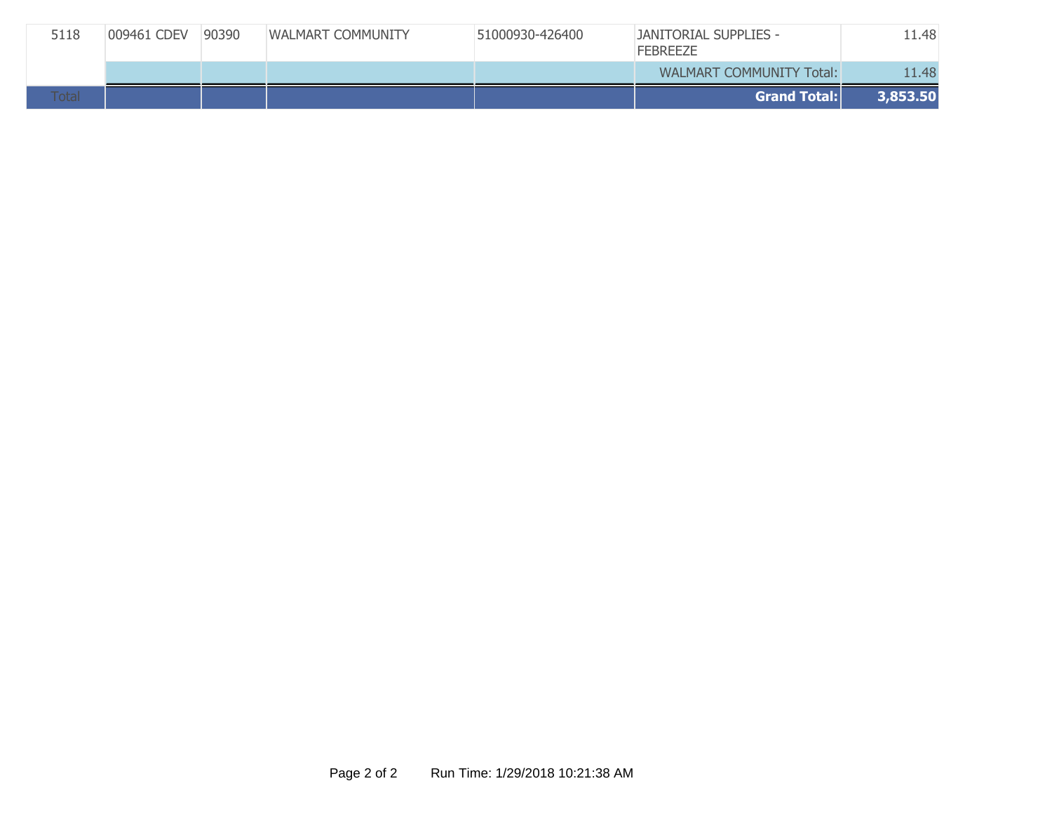| | | | | | | |
|---|---|---|---|---|---|---|
| 5118 | 009461 CDEV | 90390 | WALMART COMMUNITY | 51000930-426400 | JANITORIAL SUPPLIES - FEBREEZE | 11.48 |
| | | | | | WALMART COMMUNITY Total: | 11.48 |
| Total | | | | | **Grand Total:** | **3,853.50** |

Run Time: 1/29/2018 10:21:38 AM